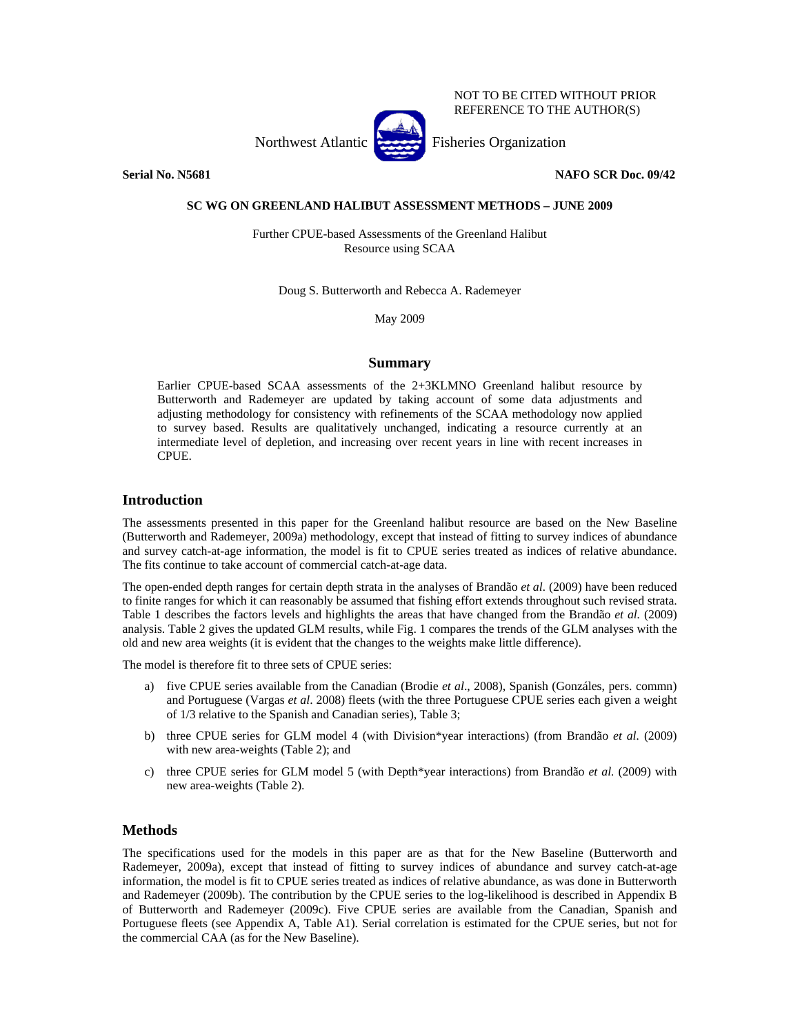NOT TO BE CITED WITHOUT PRIOR REFERENCE TO THE AUTHOR(S)

Northwest Atlantic Fisheries Organization

**Serial No. N5681** **NAFO SCR Doc. 09/42**

**SC WG ON GREENLAND HALIBUT ASSESSMENT METHODS – JUNE 2009**

Further CPUE-based Assessments of the Greenland Halibut Resource using SCAA

Doug S. Butterworth and Rebecca A. Rademeyer

May 2009

## Summary

Earlier CPUE-based SCAA assessments of the 2+3KLMNO Greenland halibut resource by Butterworth and Rademeyer are updated by taking account of some data adjustments and adjusting methodology for consistency with refinements of the SCAA methodology now applied to survey based. Results are qualitatively unchanged, indicating a resource currently at an intermediate level of depletion, and increasing over recent years in line with recent increases in CPUE.

## Introduction

The assessments presented in this paper for the Greenland halibut resource are based on the New Baseline (Butterworth and Rademeyer, 2009a) methodology, except that instead of fitting to survey indices of abundance and survey catch-at-age information, the model is fit to CPUE series treated as indices of relative abundance. The fits continue to take account of commercial catch-at-age data.

The open-ended depth ranges for certain depth strata in the analyses of Brandão *et al.* (2009) have been reduced to finite ranges for which it can reasonably be assumed that fishing effort extends throughout such revised strata. Table 1 describes the factors levels and highlights the areas that have changed from the Brandão *et al.* (2009) analysis. Table 2 gives the updated GLM results, while Fig. 1 compares the trends of the GLM analyses with the old and new area weights (it is evident that the changes to the weights make little difference).

The model is therefore fit to three sets of CPUE series:

a) five CPUE series available from the Canadian (Brodie *et al*., 2008), Spanish (Gonzáles, pers. commn) and Portuguese (Vargas *et al*. 2008) fleets (with the three Portuguese CPUE series each given a weight of 1/3 relative to the Spanish and Canadian series), Table 3;

b) three CPUE series for GLM model 4 (with Division\*year interactions) (from Brandão *et al.* (2009) with new area-weights (Table 2); and

c) three CPUE series for GLM model 5 (with Depth\*year interactions) from Brandão *et al.* (2009) with new area-weights (Table 2).

## Methods

The specifications used for the models in this paper are as that for the New Baseline (Butterworth and Rademeyer, 2009a), except that instead of fitting to survey indices of abundance and survey catch-at-age information, the model is fit to CPUE series treated as indices of relative abundance, as was done in Butterworth and Rademeyer (2009b). The contribution by the CPUE series to the log-likelihood is described in Appendix B of Butterworth and Rademeyer (2009c). Five CPUE series are available from the Canadian, Spanish and Portuguese fleets (see Appendix A, Table A1). Serial correlation is estimated for the CPUE series, but not for the commercial CAA (as for the New Baseline).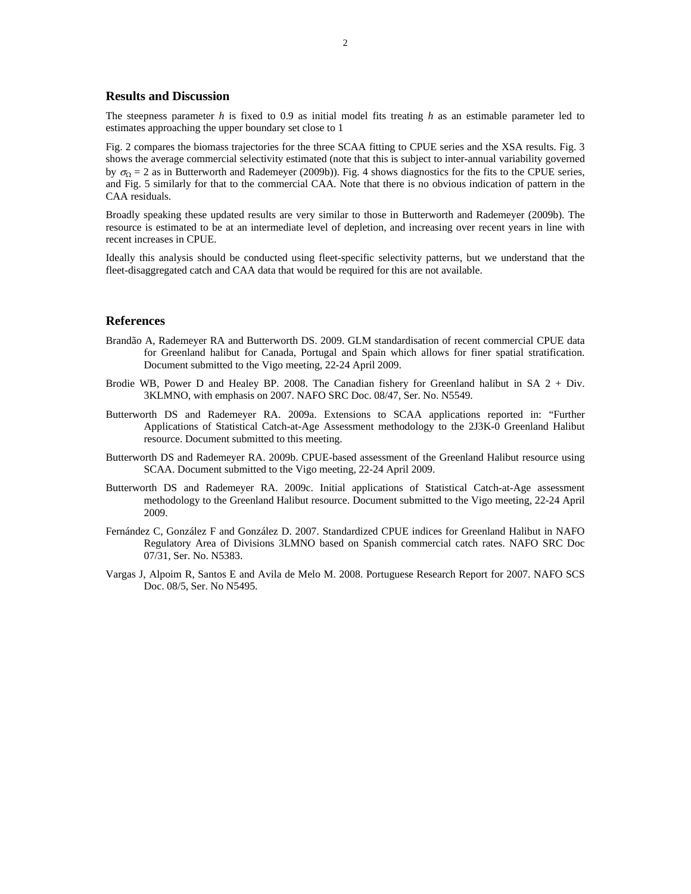## Results and Discussion

The steepness parameter $h$ is fixed to 0.9 as initial model fits treating $h$ as an estimable parameter led to estimates approaching the upper boundary set close to 1

Fig. 2 compares the biomass trajectories for the three SCAA fitting to CPUE series and the XSA results. Fig. 3 shows the average commercial selectivity estimated (note that this is subject to inter-annual variability governed by $\sigma_{\Omega} = 2$ as in Butterworth and Rademeyer (2009b)). Fig. 4 shows diagnostics for the fits to the CPUE series, and Fig. 5 similarly for that to the commercial CAA. Note that there is no obvious indication of pattern in the CAA residuals.

Broadly speaking these updated results are very similar to those in Butterworth and Rademeyer (2009b). The resource is estimated to be at an intermediate level of depletion, and increasing over recent years in line with recent increases in CPUE.

Ideally this analysis should be conducted using fleet-specific selectivity patterns, but we understand that the fleet-disaggregated catch and CAA data that would be required for this are not available.

## References

Brandão A, Rademeyer RA and Butterworth DS. 2009. GLM standardisation of recent commercial CPUE data for Greenland halibut for Canada, Portugal and Spain which allows for finer spatial stratification. Document submitted to the Vigo meeting, 22-24 April 2009.

Brodie WB, Power D and Healey BP. 2008. The Canadian fishery for Greenland halibut in SA 2 + Div. 3KLMNO, with emphasis on 2007. NAFO SRC Doc. 08/47, Ser. No. N5549.

Butterworth DS and Rademeyer RA. 2009a. Extensions to SCAA applications reported in: "Further Applications of Statistical Catch-at-Age Assessment methodology to the 2J3K-0 Greenland Halibut resource. Document submitted to this meeting.

Butterworth DS and Rademeyer RA. 2009b. CPUE-based assessment of the Greenland Halibut resource using SCAA. Document submitted to the Vigo meeting, 22-24 April 2009.

Butterworth DS and Rademeyer RA. 2009c. Initial applications of Statistical Catch-at-Age assessment methodology to the Greenland Halibut resource. Document submitted to the Vigo meeting, 22-24 April 2009.

Fernández C, González F and González D. 2007. Standardized CPUE indices for Greenland Halibut in NAFO Regulatory Area of Divisions 3LMNO based on Spanish commercial catch rates. NAFO SRC Doc 07/31, Ser. No. N5383.

Vargas J, Alpoim R, Santos E and Avila de Melo M. 2008. Portuguese Research Report for 2007. NAFO SCS Doc. 08/5, Ser. No N5495.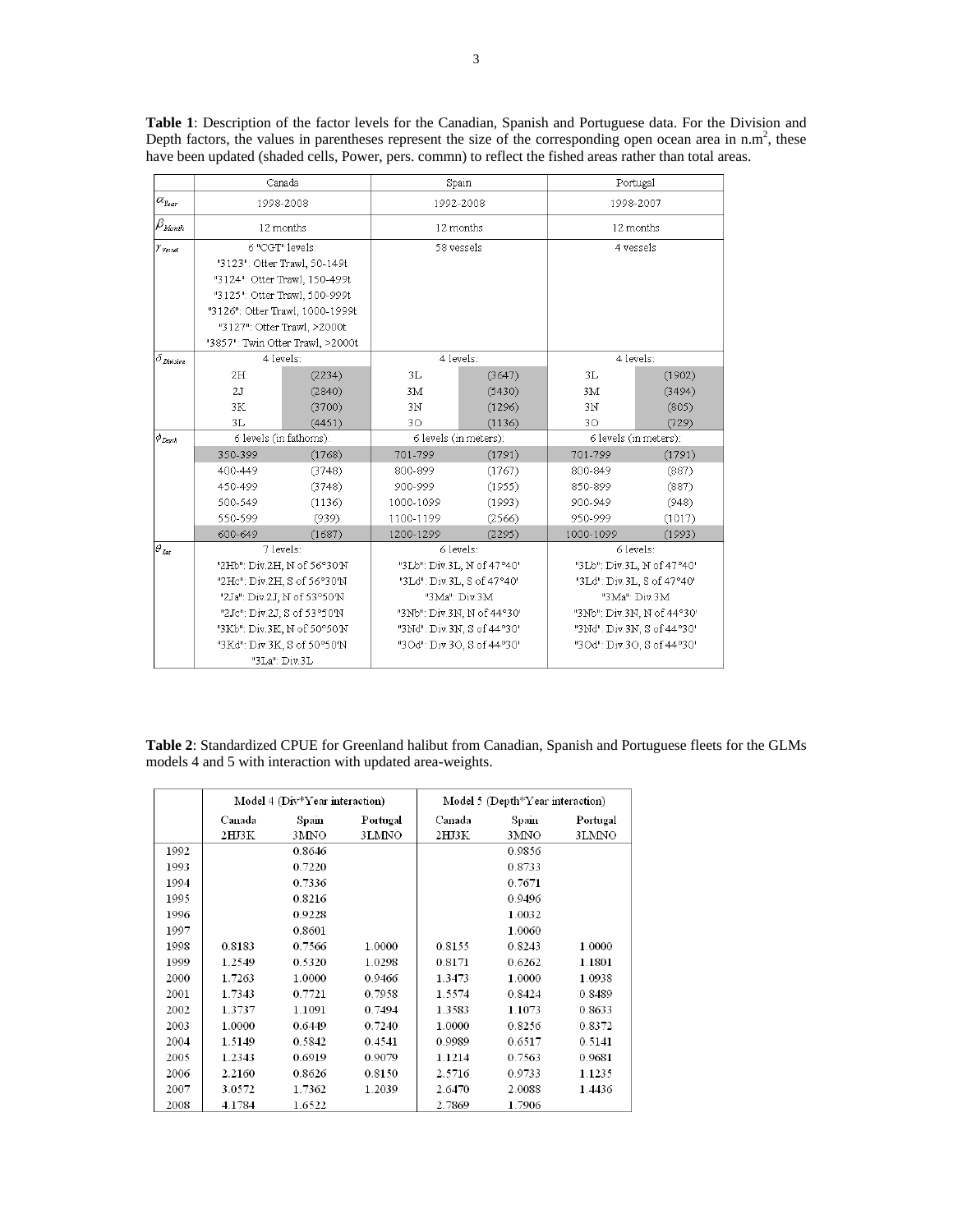**Table 1**: Description of the factor levels for the Canadian, Spanish and Portuguese data. For the Division and Depth factors, the values in parentheses represent the size of the corresponding open ocean area in n.m$^2$, these have been updated (shaded cells, Power, pers. commn) to reflect the fished areas rather than total areas.

| | Canada | | Spain | | Portugal | |
|---|---|---|---|---|---|---|
| $\alpha_{Year}$ | 1998-2008 | | 1992-2008 | | 1998-2007 | |
| $\beta_{Month}$ | 12 months | | 12 months | | 12 months | |
| $\gamma_{Vessel}$ | 6 "CGT" levels:<br>"3123": Otter Trawl, 50-149t<br>"3124": Otter Trawl, 150-499t<br>"3125": Otter Trawl, 500-999t<br>"3126": Otter Trawl, 1000-1999t<br>"3127": Otter Trawl, >2000t<br>"3857": Twin Otter Trawl, >2000t | | 58 vessels | | 4 vessels | |
| $\delta_{Division}$ | 4 levels: | | 4 levels: | | 4 levels: | |
| | 2H | (2234) | 3L | (3647) | 3L | (1902) |
| | 2J | (2840) | 3M | (5430) | 3M | (3494) |
| | 3K | (3700) | 3N | (1296) | 3N | (805) |
| | 3L | (4451) | 3O | (1136) | 3O | (729) |
| $\phi_{Depth}$ | 6 levels (in fathoms): | | 6 levels (in meters): | | 6 levels (in meters): | |
| | 350-399 | (1768) | 701-799 | (1791) | 701-799 | (1791) |
| | 400-449 | (3748) | 800-899 | (1767) | 800-849 | (887) |
| | 450-499 | (3748) | 900-999 | (1955) | 850-899 | (887) |
| | 500-549 | (1136) | 1000-1099 | (1993) | 900-949 | (948) |
| | 550-599 | (939) | 1100-1199 | (2566) | 950-999 | (1017) |
| | 600-649 | (1687) | 1200-1299 | (2295) | 1000-1099 | (1993) |
| $\theta_{Lat}$ | 7 levels:<br>"2Hb": Div.2H, N of 56°30'N<br>"2Hc": Div.2H, S of 56°30'N<br>"2Ja": Div.2J, N of 53°50'N<br>"2Jc": Div.2J, S of 53°50'N<br>"3Kb": Div.3K, N of 50°50'N<br>"3Kd": Div 3K, S of 50°50'N<br>"3La": Div.3L | | 6 levels:<br>"3Lb": Div.3L, N of 47°40'<br>"3Ld": Div.3L, S of 47°40'<br>"3Ma": Div.3M<br>"3Nb": Div.3N, N of 44°30'<br>"3Nd": Div.3N, S of 44°30'<br>"3Od": Div 3O, S of 44°30' | | 6 levels:<br>"3Lb": Div.3L, N of 47°40'<br>"3Ld": Div.3L, S of 47°40'<br>"3Ma": Div.3M<br>"3Nb": Div.3N, N of 44°30'<br>"3Nd": Div.3N, S of 44°30'<br>"3Od": Div 3O, S of 44°30' | |

**Table 2**: Standardized CPUE for Greenland halibut from Canadian, Spanish and Portuguese fleets for the GLMs models 4 and 5 with interaction with updated area-weights.

| | Model 4 (Div*Year interaction) | | | Model 5 (Depth*Year interaction) | | |
|---|---|---|---|---|---|---|
| | Canada<br>2HJ3K | Spain<br>3MNO | Portugal<br>3LMNO | Canada<br>2HJ3K | Spain<br>3MNO | Portugal<br>3LMNO |
| 1992 | | 0.8646 | | | 0.9856 | |
| 1993 | | 0.7220 | | | 0.8733 | |
| 1994 | | 0.7336 | | | 0.7671 | |
| 1995 | | 0.8216 | | | 0.9496 | |
| 1996 | | 0.9228 | | | 1.0032 | |
| 1997 | | 0.8601 | | | 1.0060 | |
| 1998 | 0.8183 | 0.7566 | 1.0000 | 0.8155 | 0.8243 | 1.0000 |
| 1999 | 1.2549 | 0.5320 | 1.0298 | 0.8171 | 0.6262 | 1.1801 |
| 2000 | 1.7263 | 1.0000 | 0.9466 | 1.3473 | 1.0000 | 1.0938 |
| 2001 | 1.7343 | 0.7721 | 0.7958 | 1.5574 | 0.8424 | 0.8489 |
| 2002 | 1.3737 | 1.1091 | 0.7494 | 1.3583 | 1.1073 | 0.8633 |
| 2003 | 1.0000 | 0.6449 | 0.7240 | 1.0000 | 0.8256 | 0.8372 |
| 2004 | 1.5149 | 0.5842 | 0.4541 | 0.9989 | 0.6517 | 0.5141 |
| 2005 | 1.2343 | 0.6919 | 0.9079 | 1.1214 | 0.7563 | 0.9681 |
| 2006 | 2.2160 | 0.8626 | 0.8150 | 2.5716 | 0.9733 | 1.1235 |
| 2007 | 3.0572 | 1.7362 | 1.2039 | 2.6470 | 2.0088 | 1.4436 |
| 2008 | 4.1784 | 1.6522 | | 2.7869 | 1.7906 | |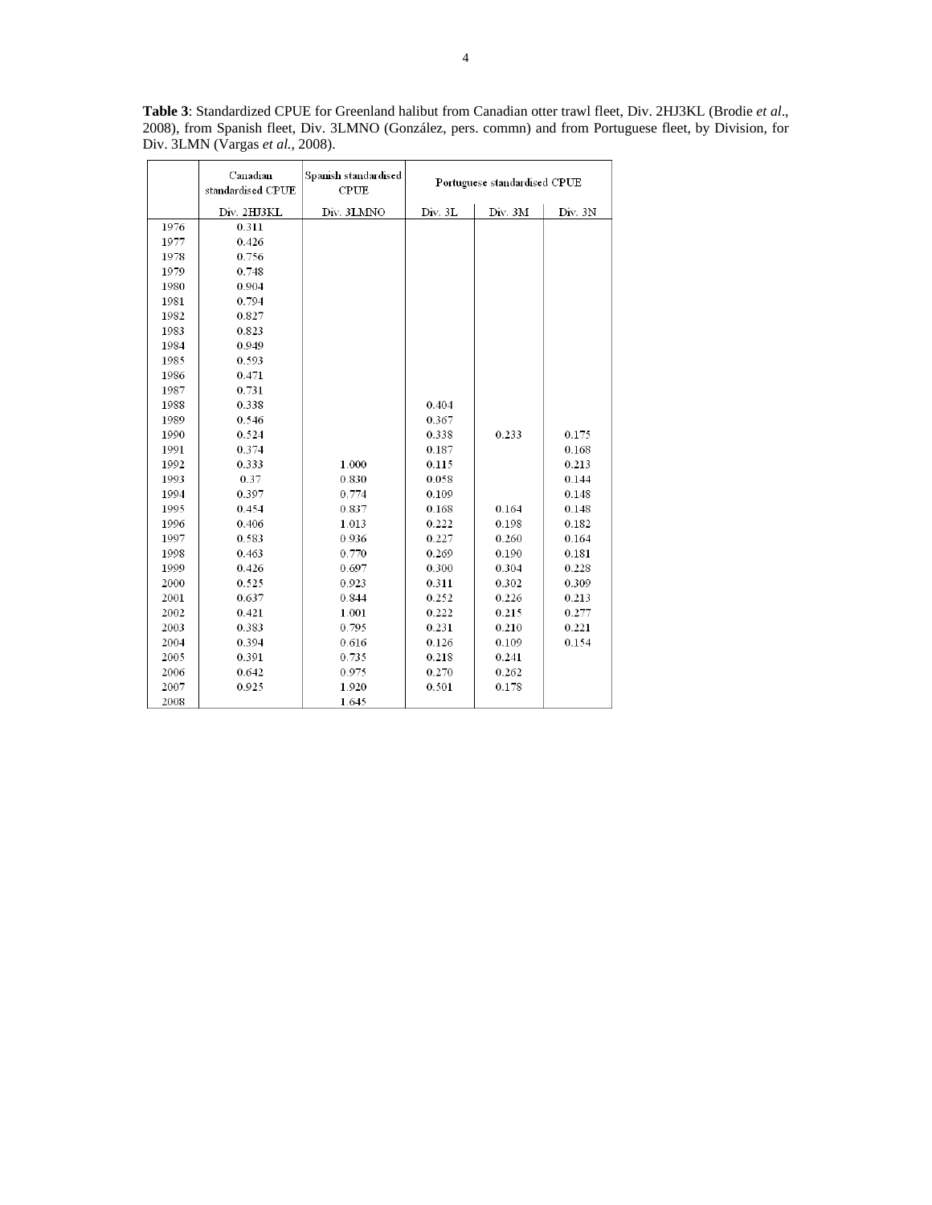**Table 3**: Standardized CPUE for Greenland halibut from Canadian otter trawl fleet, Div. 2HJ3KL (Brodie *et al*., 2008), from Spanish fleet, Div. 3LMNO (González, pers. commn) and from Portuguese fleet, by Division, for Div. 3LMN (Vargas *et al.*, 2008).

| | Canadian standardised CPUE | Spanish standardised CPUE | Portuguese standardised CPUE | | |
|---|---|---|---|---|---|
| | Div. 2HJ3KL | Div. 3LMNO | Div. 3L | Div. 3M | Div. 3N |
| 1976 | 0.311 | | | | |
| 1977 | 0.426 | | | | |
| 1978 | 0.756 | | | | |
| 1979 | 0.748 | | | | |
| 1980 | 0.904 | | | | |
| 1981 | 0.794 | | | | |
| 1982 | 0.827 | | | | |
| 1983 | 0.823 | | | | |
| 1984 | 0.949 | | | | |
| 1985 | 0.593 | | | | |
| 1986 | 0.471 | | | | |
| 1987 | 0.731 | | | | |
| 1988 | 0.338 | | 0.404 | | |
| 1989 | 0.546 | | 0.367 | | |
| 1990 | 0.524 | | 0.338 | 0.233 | 0.175 |
| 1991 | 0.374 | | 0.187 | | 0.168 |
| 1992 | 0.333 | 1.000 | 0.115 | | 0.213 |
| 1993 | 0.37 | 0.830 | 0.058 | | 0.144 |
| 1994 | 0.397 | 0.774 | 0.109 | | 0.148 |
| 1995 | 0.454 | 0.837 | 0.168 | 0.164 | 0.148 |
| 1996 | 0.406 | 1.013 | 0.222 | 0.198 | 0.182 |
| 1997 | 0.583 | 0.936 | 0.227 | 0.260 | 0.164 |
| 1998 | 0.463 | 0.770 | 0.269 | 0.190 | 0.181 |
| 1999 | 0.426 | 0.697 | 0.300 | 0.304 | 0.228 |
| 2000 | 0.525 | 0.923 | 0.311 | 0.302 | 0.309 |
| 2001 | 0.637 | 0.844 | 0.252 | 0.226 | 0.213 |
| 2002 | 0.421 | 1.001 | 0.222 | 0.215 | 0.277 |
| 2003 | 0.383 | 0.795 | 0.231 | 0.210 | 0.221 |
| 2004 | 0.394 | 0.616 | 0.126 | 0.109 | 0.154 |
| 2005 | 0.391 | 0.735 | 0.218 | 0.241 | |
| 2006 | 0.642 | 0.975 | 0.270 | 0.262 | |
| 2007 | 0.925 | 1.920 | 0.501 | 0.178 | |
| 2008 | | 1.645 | | | |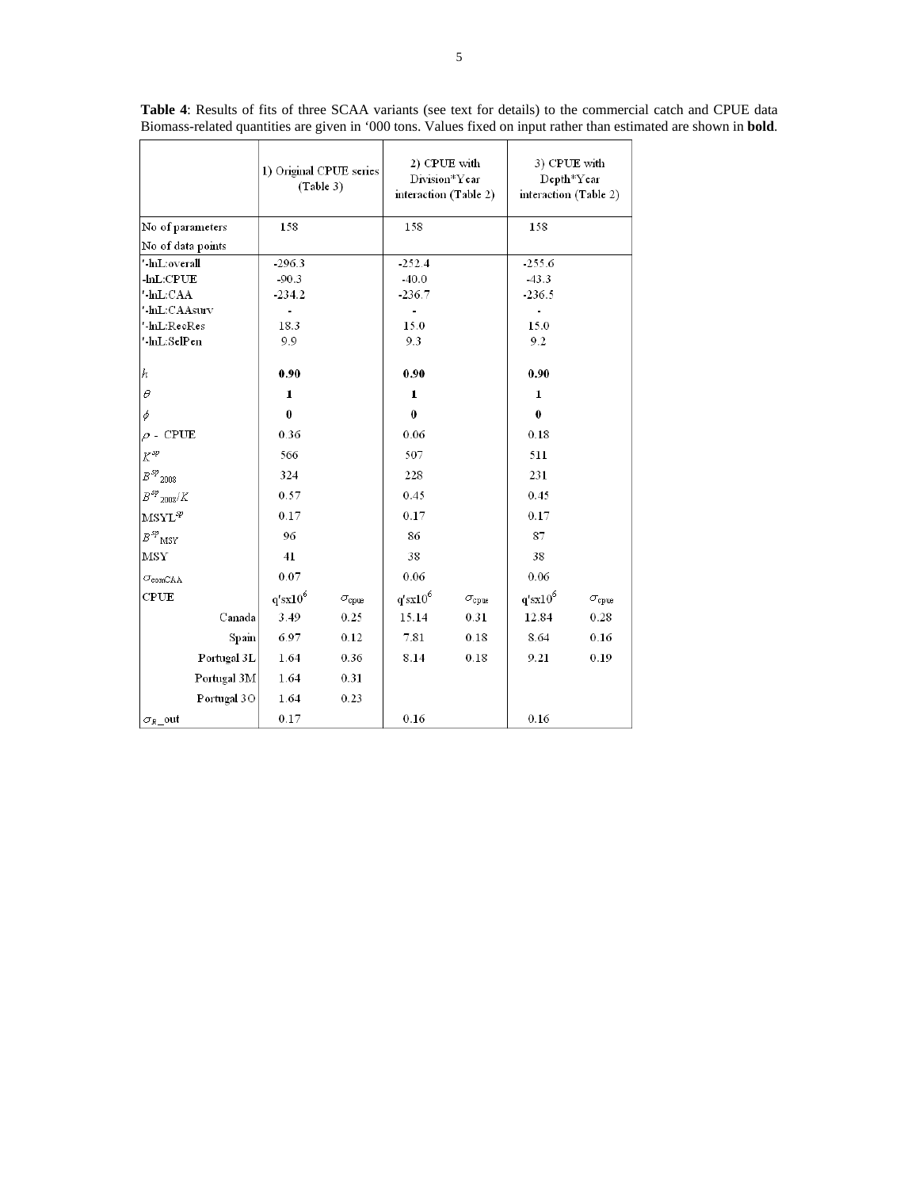**Table 4**: Results of fits of three SCAA variants (see text for details) to the commercial catch and CPUE data Biomass-related quantities are given in '000 tons. Values fixed on input rather than estimated are shown in **bold**.

| | 1) Original CPUE series (Table 3) | | 2) CPUE with Division*Year interaction (Table 2) | | 3) CPUE with Depth*Year interaction (Table 2) | |
|---|---|---|---|---|---|---|
| No of parameters | 158 | | 158 | | 158 | |
| No of data points | | | | | | |
| '-lnL:overall | -296.3 | | -252.4 | | -255.6 | |
| -lnL:CPUE | -90.3 | | -40.0 | | -43.3 | |
| '-lnL:CAA | -234.2 | | -236.7 | | -236.5 | |
| '-lnL:CAAsurv | - | | - | | - | |
| '-lnL:RecRes | 18.3 | | 15.0 | | 15.0 | |
| '-lnL:SelPen | 9.9 | | 9.3 | | 9.2 | |
| $h$ | **0.90** | | **0.90** | | **0.90** | |
| $\theta$ | **1** | | **1** | | **1** | |
| $\phi$ | **0** | | **0** | | **0** | |
| $\rho$ - CPUE | 0.36 | | 0.06 | | 0.18 | |
| $K^{sp}$ | 566 | | 507 | | 511 | |
| $B^{sp}_{2008}$ | 324 | | 228 | | 231 | |
| $B^{sp}_{2008}/K$ | 0.57 | | 0.45 | | 0.45 | |
| $\mathrm{MSYL}^{sp}$ | 0.17 | | 0.17 | | 0.17 | |
| $B^{sp}_{MSY}$ | 96 | | 86 | | 87 | |
| MSY | 41 | | 38 | | 38 | |
| $\sigma_{comCAA}$ | 0.07 | | 0.06 | | 0.06 | |
| CPUE | $q'\mathrm{s}\times10^6$ | $\sigma_{cpue}$ | $q'\mathrm{s}\times10^6$ | $\sigma_{cpue}$ | $q'\mathrm{s}\times10^6$ | $\sigma_{cpue}$ |
| Canada | 3.49 | 0.25 | 15.14 | 0.31 | 12.84 | 0.28 |
| Spain | 6.97 | 0.12 | 7.81 | 0.18 | 8.64 | 0.16 |
| Portugal 3L | 1.64 | 0.36 | 8.14 | 0.18 | 9.21 | 0.19 |
| Portugal 3M | 1.64 | 0.31 | | | | |
| Portugal 3O | 1.64 | 0.23 | | | | |
| $\sigma_R$_out | 0.17 | | 0.16 | | 0.16 | |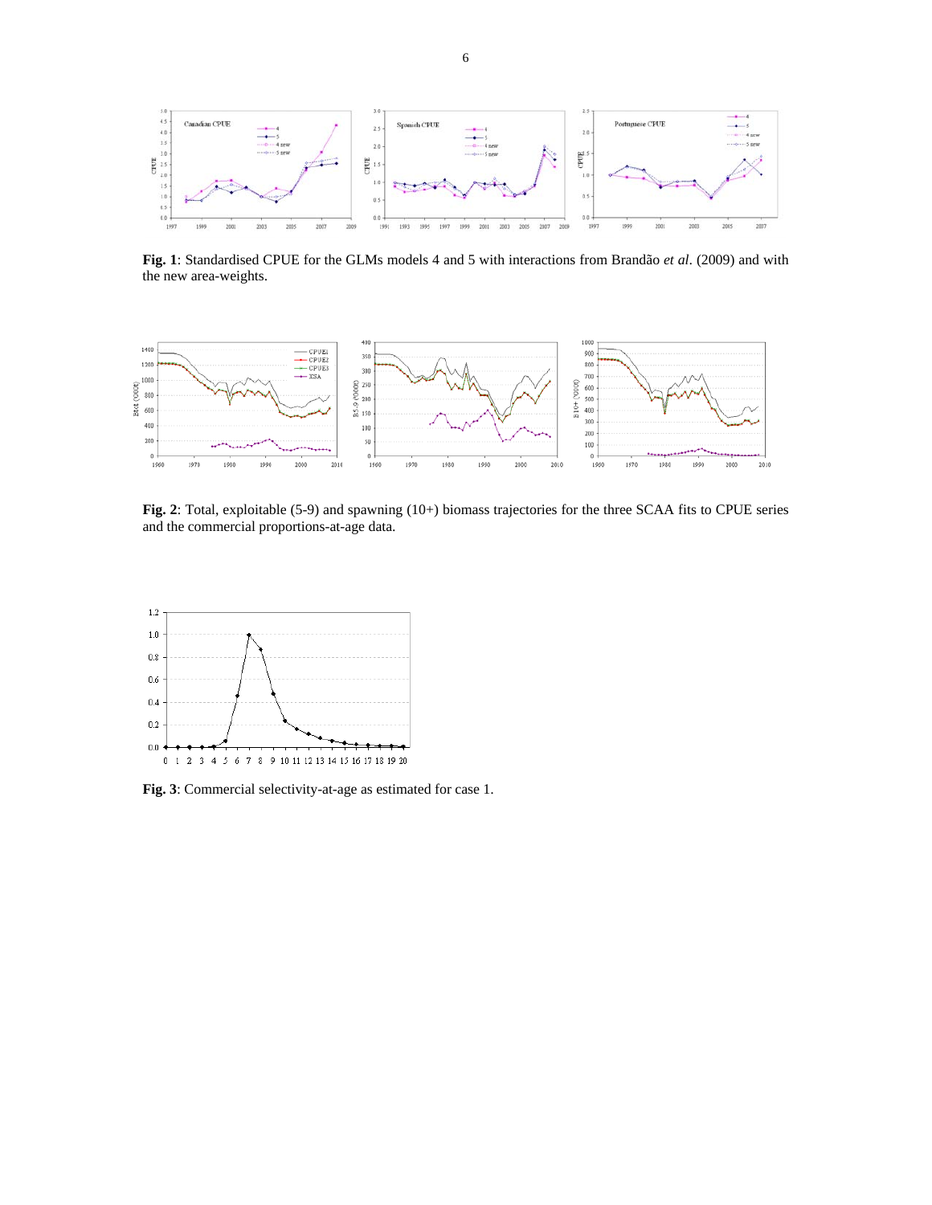**Fig. 1**: Standardised CPUE for the GLMs models 4 and 5 with interactions from Brandão *et al*. (2009) and with the new area-weights.

**Fig. 2**: Total, exploitable (5-9) and spawning (10+) biomass trajectories for the three SCAA fits to CPUE series and the commercial proportions-at-age data.

**Fig. 3**: Commercial selectivity-at-age as estimated for case 1.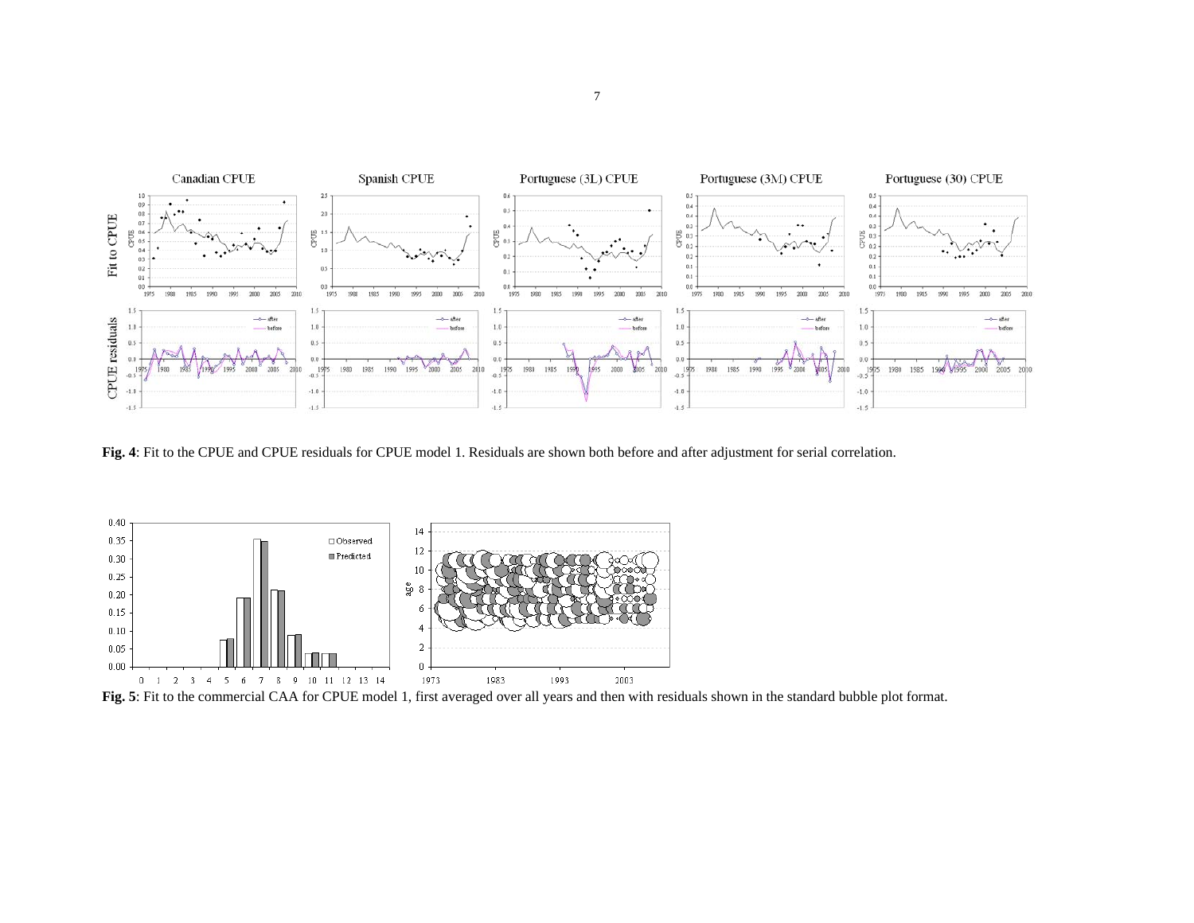Canadian CPUE

Spanish CPUE

Portuguese (3L) CPUE

Portuguese (3M) CPUE

Portuguese (3O) CPUE

Fit to CPUE

CPUE residuals

after

before

**Fig. 4**: Fit to the CPUE and CPUE residuals for CPUE model 1. Residuals are shown both before and after adjustment for serial correlation.

Observed

Predicted

age

**Fig. 5**: Fit to the commercial CAA for CPUE model 1, first averaged over all years and then with residuals shown in the standard bubble plot format.